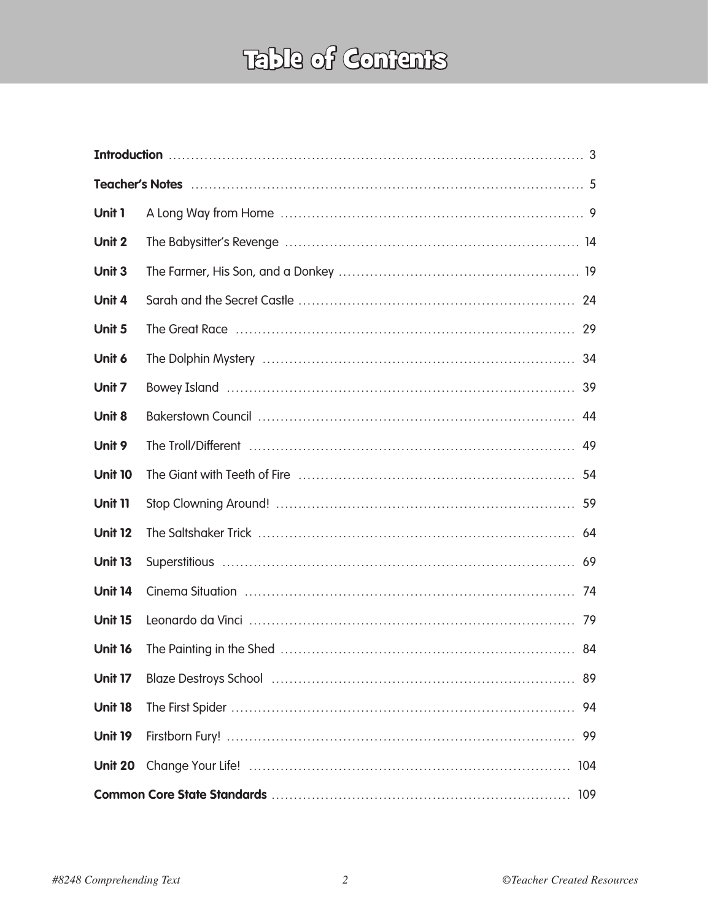# Table of Contents

| | | |
|---|---|---|
| **Introduction** | | 3 |
| **Teacher's Notes** | | 5 |
| **Unit 1** | A Long Way from Home | 9 |
| **Unit 2** | The Babysitter's Revenge | 14 |
| **Unit 3** | The Farmer, His Son, and a Donkey | 19 |
| **Unit 4** | Sarah and the Secret Castle | 24 |
| **Unit 5** | The Great Race | 29 |
| **Unit 6** | The Dolphin Mystery | 34 |
| **Unit 7** | Bowey Island | 39 |
| **Unit 8** | Bakerstown Council | 44 |
| **Unit 9** | The Troll/Different | 49 |
| **Unit 10** | The Giant with Teeth of Fire | 54 |
| **Unit 11** | Stop Clowning Around! | 59 |
| **Unit 12** | The Saltshaker Trick | 64 |
| **Unit 13** | Superstitious | 69 |
| **Unit 14** | Cinema Situation | 74 |
| **Unit 15** | Leonardo da Vinci | 79 |
| **Unit 16** | The Painting in the Shed | 84 |
| **Unit 17** | Blaze Destroys School | 89 |
| **Unit 18** | The First Spider | 94 |
| **Unit 19** | Firstborn Fury! | 99 |
| **Unit 20** | Change Your Life! | 104 |
| **Common Core State Standards** | | 109 |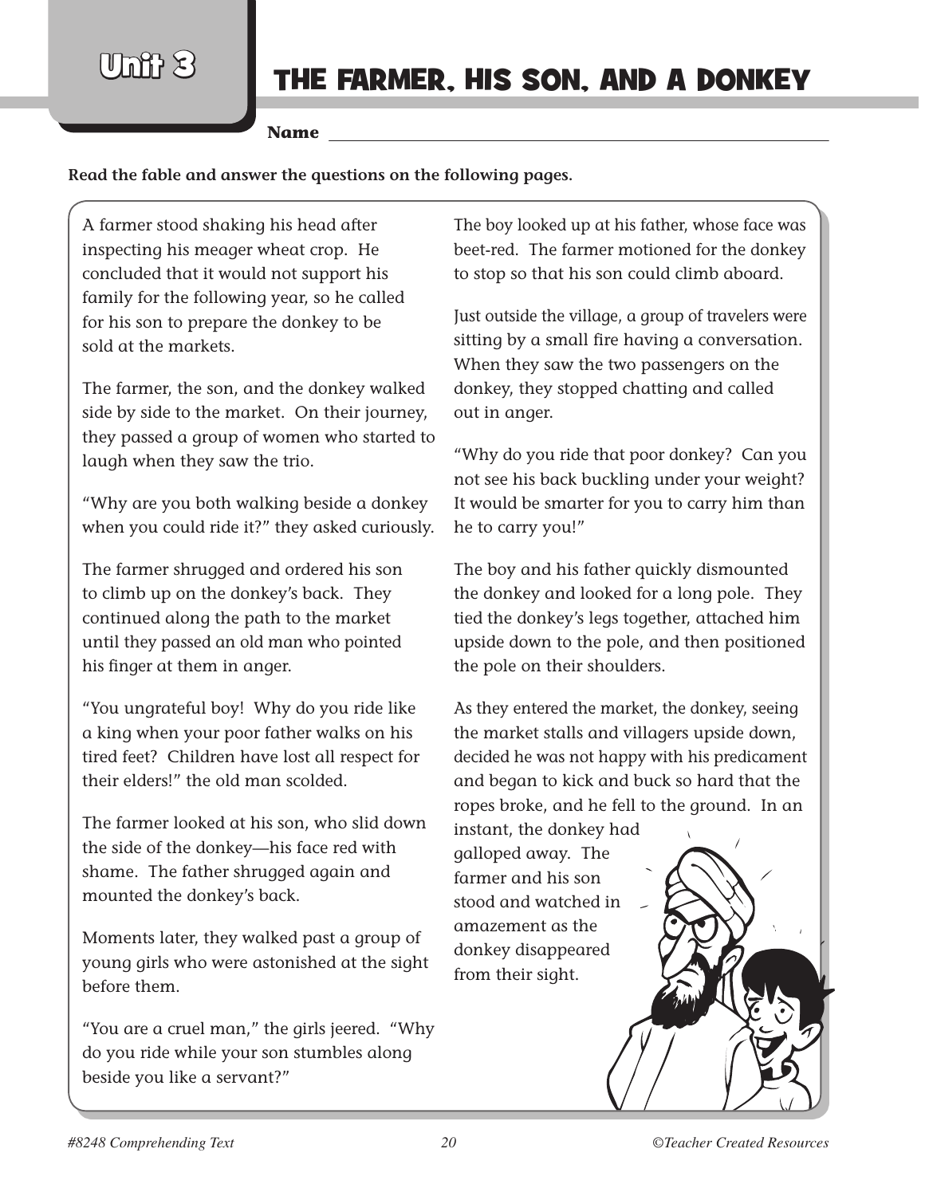# Unit 3

## THE FARMER, HIS SON, AND A DONKEY

**Name** ______________________________

**Read the fable and answer the questions on the following pages.**

A farmer stood shaking his head after inspecting his meager wheat crop. He concluded that it would not support his family for the following year, so he called for his son to prepare the donkey to be sold at the markets.

The farmer, the son, and the donkey walked side by side to the market. On their journey, they passed a group of women who started to laugh when they saw the trio.

"Why are you both walking beside a donkey when you could ride it?" they asked curiously.

The farmer shrugged and ordered his son to climb up on the donkey's back. They continued along the path to the market until they passed an old man who pointed his finger at them in anger.

"You ungrateful boy! Why do you ride like a king when your poor father walks on his tired feet? Children have lost all respect for their elders!" the old man scolded.

The farmer looked at his son, who slid down the side of the donkey—his face red with shame. The father shrugged again and mounted the donkey's back.

Moments later, they walked past a group of young girls who were astonished at the sight before them.

"You are a cruel man," the girls jeered. "Why do you ride while your son stumbles along beside you like a servant?"

The boy looked up at his father, whose face was beet-red. The farmer motioned for the donkey to stop so that his son could climb aboard.

Just outside the village, a group of travelers were sitting by a small fire having a conversation. When they saw the two passengers on the donkey, they stopped chatting and called out in anger.

"Why do you ride that poor donkey? Can you not see his back buckling under your weight? It would be smarter for you to carry him than he to carry you!"

The boy and his father quickly dismounted the donkey and looked for a long pole. They tied the donkey's legs together, attached him upside down to the pole, and then positioned the pole on their shoulders.

As they entered the market, the donkey, seeing the market stalls and villagers upside down, decided he was not happy with his predicament and began to kick and buck so hard that the ropes broke, and he fell to the ground. In an instant, the donkey had galloped away. The farmer and his son stood and watched in amazement as the donkey disappeared from their sight.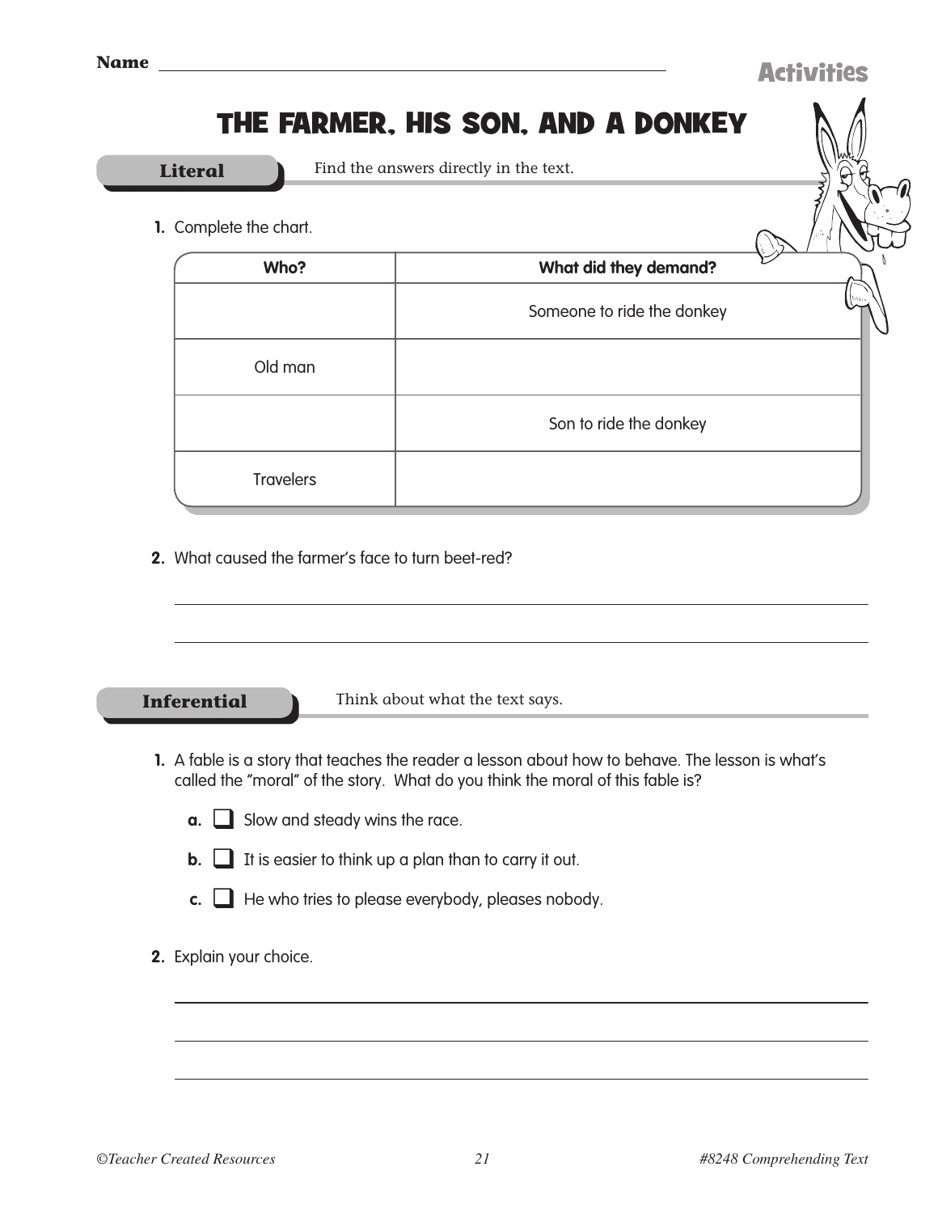Name ______________________________

Activities

# THE FARMER, HIS SON, AND A DONKEY

## Literal

Find the answers directly in the text.

1. Complete the chart.

| Who? | What did they demand? |
|---|---|
| | Someone to ride the donkey |
| Old man | |
| | Son to ride the donkey |
| Travelers | |

2. What caused the farmer's face to turn beet-red?

______________________________

______________________________

## Inferential

Think about what the text says.

1. A fable is a story that teaches the reader a lesson about how to behave. The lesson is what's called the "moral" of the story. What do you think the moral of this fable is?

   **a.** ❑ Slow and steady wins the race.

   **b.** ❑ It is easier to think up a plan than to carry it out.

   **c.** ❑ He who tries to please everybody, pleases nobody.

2. Explain your choice.

______________________________

______________________________

______________________________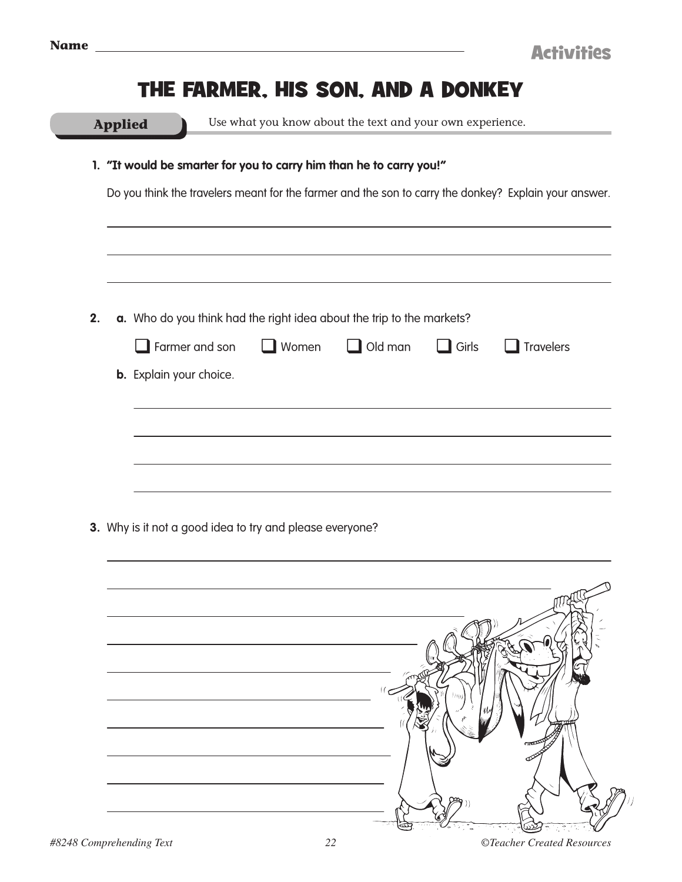Name ______________________________

# THE FARMER, HIS SON, AND A DONKEY

**Applied** — Use what you know about the text and your own experience.

1. **"It would be smarter for you to carry him than he to carry you!"**

   Do you think the travelers meant for the farmer and the son to carry the donkey? Explain your answer.

   ______________________________
   ______________________________
   ______________________________

2. a. Who do you think had the right idea about the trip to the markets?

   - [ ] Farmer and son
   - [ ] Women
   - [ ] Old man
   - [ ] Girls
   - [ ] Travelers

   b. Explain your choice.

   ______________________________
   ______________________________
   ______________________________
   ______________________________

3. Why is it not a good idea to try and please everyone?

   ______________________________
   ______________________________
   ______________________________
   ______________________________
   ______________________________
   ______________________________
   ______________________________
   ______________________________
   ______________________________
   ______________________________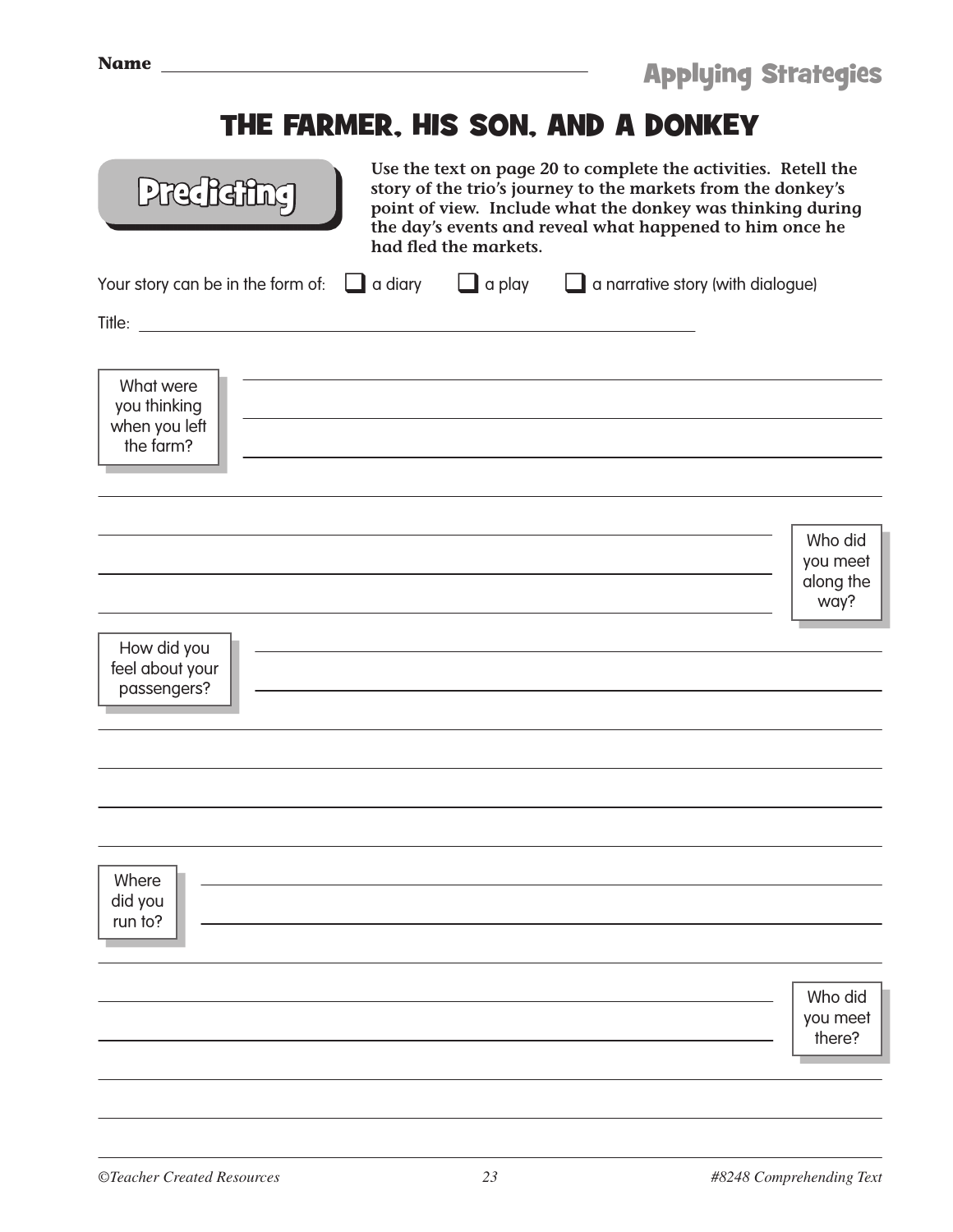Name ____________________________________

Applying Strategies

# THE FARMER, HIS SON, AND A DONKEY

## Predicting

**Use the text on page 20 to complete the activities. Retell the story of the trio's journey to the markets from the donkey's point of view. Include what the donkey was thinking during the day's events and reveal what happened to him once he had fled the markets.**

Your story can be in the form of: ❑ a diary ❑ a play ❑ a narrative story (with dialogue)

Title: ____________________________________

What were you thinking when you left the farm?

______________________________________________________________________

______________________________________________________________________

______________________________________________________________________

______________________________________________________________________

Who did you meet along the way?

______________________________________________________________________

______________________________________________________________________

______________________________________________________________________

How did you feel about your passengers?

______________________________________________________________________

______________________________________________________________________

______________________________________________________________________

______________________________________________________________________

______________________________________________________________________

______________________________________________________________________

Where did you run to?

______________________________________________________________________

______________________________________________________________________

______________________________________________________________________

Who did you meet there?

______________________________________________________________________

______________________________________________________________________

______________________________________________________________________

______________________________________________________________________